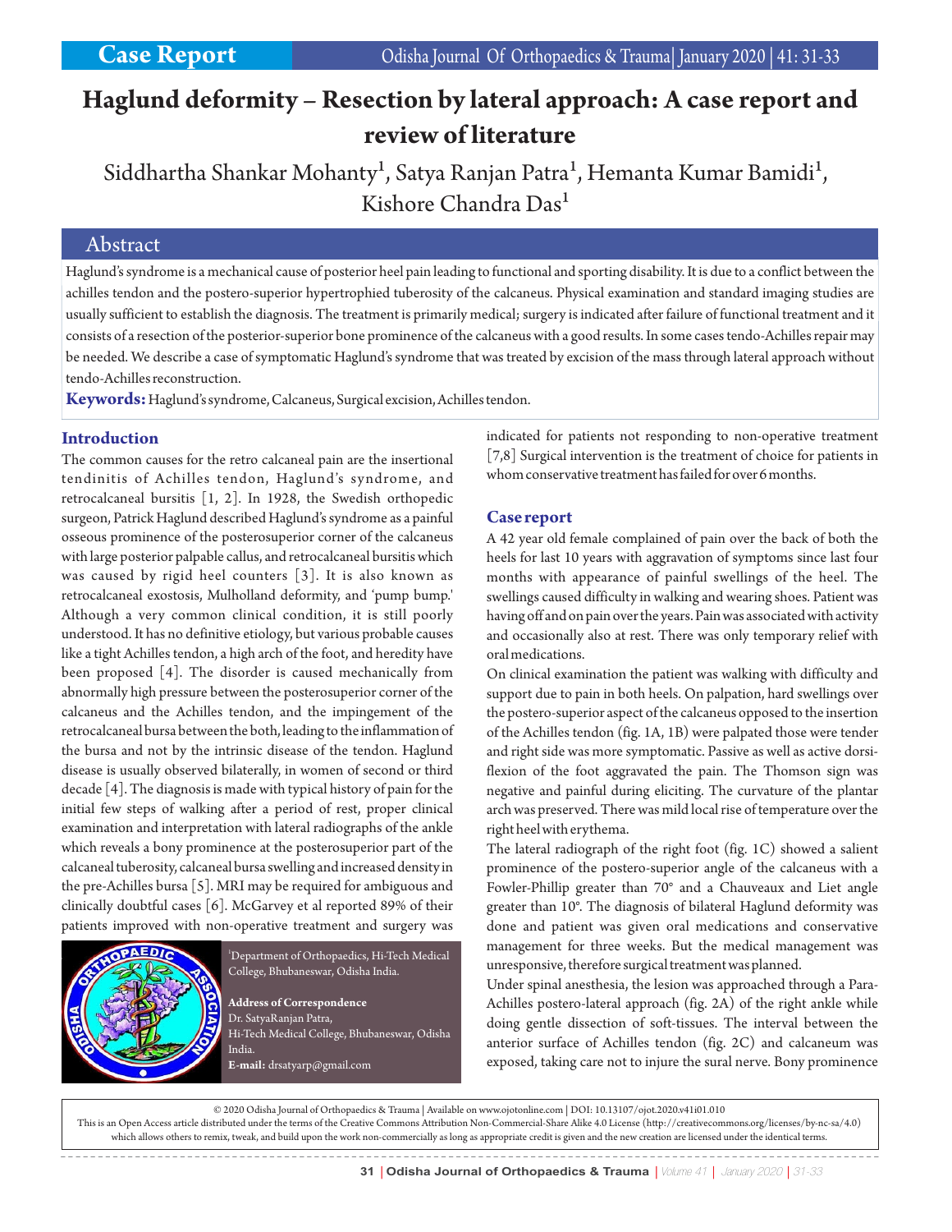Case Report

# Haglund deformity – Resection by lateral approach: A case report and review of literature

Siddhartha Shankar Mohanty[1], Satya Ranjan Patra[1], Hemanta Kumar Bamidi[1], Kishore Chandra Das[1]

## Abstract

Haglund's syndrome is a mechanical cause of posterior heel pain leading to functional and sporting disability. It is due to a conflict between the achilles tendon and the postero-superior hypertrophied tuberosity of the calcaneus. Physical examination and standard imaging studies are usually sufficient to establish the diagnosis. The treatment is primarily medical; surgery is indicated after failure of functional treatment and it consists of a resection of the posterior-superior bone prominence of the calcaneus with a good results. In some cases tendo-Achilles repair may be needed. We describe a case of symptomatic Haglund's syndrome that was treated by excision of the mass through lateral approach without tendo-Achilles reconstruction.

**Keywords:** Haglund's syndrome, Calcaneus, Surgical excision, Achilles tendon.

## Introduction

The common causes for the retro calcaneal pain are the insertional tendinitis of Achilles tendon, Haglund's syndrome, and retrocalcaneal bursitis [1, 2]. In 1928, the Swedish orthopedic surgeon, Patrick Haglund described Haglund's syndrome as a painful osseous prominence of the posterosuperior corner of the calcaneus with large posterior palpable callus, and retrocalcaneal bursitis which was caused by rigid heel counters [3]. It is also known as retrocalcaneal exostosis, Mulholland deformity, and 'pump bump.' Although a very common clinical condition, it is still poorly understood. It has no definitive etiology, but various probable causes like a tight Achilles tendon, a high arch of the foot, and heredity have been proposed [4]. The disorder is caused mechanically from abnormally high pressure between the posterosuperior corner of the calcaneus and the Achilles tendon, and the impingement of the retrocalcaneal bursa between the both, leading to the inflammation of the bursa and not by the intrinsic disease of the tendon. Haglund disease is usually observed bilaterally, in women of second or third decade [4]. The diagnosis is made with typical history of pain for the initial few steps of walking after a period of rest, proper clinical examination and interpretation with lateral radiographs of the ankle which reveals a bony prominence at the posterosuperior part of the calcaneal tuberosity, calcaneal bursa swelling and increased density in the pre-Achilles bursa [5]. MRI may be required for ambiguous and clinically doubtful cases [6]. McGarvey et al reported 89% of their patients improved with non-operative treatment and surgery was indicated for patients not responding to non-operative treatment [7,8] Surgical intervention is the treatment of choice for patients in whom conservative treatment has failed for over 6 months.

[1]Department of Orthopaedics, Hi-Tech Medical College, Bhubaneswar, Odisha India.

**Address of Correspondence**
Dr. SatyaRanjan Patra,
Hi-Tech Medical College, Bhubaneswar, Odisha India.
**E-mail:** drsatyarp@gmail.com

## Case report

A 42 year old female complained of pain over the back of both the heels for last 10 years with aggravation of symptoms since last four months with appearance of painful swellings of the heel. The swellings caused difficulty in walking and wearing shoes. Patient was having off and on pain over the years. Pain was associated with activity and occasionally also at rest. There was only temporary relief with oral medications.

On clinical examination the patient was walking with difficulty and support due to pain in both heels. On palpation, hard swellings over the postero-superior aspect of the calcaneus opposed to the insertion of the Achilles tendon (fig. 1A, 1B) were palpated those were tender and right side was more symptomatic. Passive as well as active dorsi-flexion of the foot aggravated the pain. The Thomson sign was negative and painful during eliciting. The curvature of the plantar arch was preserved. There was mild local rise of temperature over the right heel with erythema.

The lateral radiograph of the right foot (fig. 1C) showed a salient prominence of the postero-superior angle of the calcaneus with a Fowler-Phillip greater than 70° and a Chauveaux and Liet angle greater than 10°. The diagnosis of bilateral Haglund deformity was done and patient was given oral medications and conservative management for three weeks. But the medical management was unresponsive, therefore surgical treatment was planned.

Under spinal anesthesia, the lesion was approached through a Para-Achilles postero-lateral approach (fig. 2A) of the right ankle while doing gentle dissection of soft-tissues. The interval between the anterior surface of Achilles tendon (fig. 2C) and calcaneum was exposed, taking care not to injure the sural nerve. Bony prominence

© 2020 Odisha Journal of Orthopaedics & Trauma | Available on www.ojotonline.com | DOI: 10.13107/ojot.2020.v41i01.010
This is an Open Access article distributed under the terms of the Creative Commons Attribution Non-Commercial-Share Alike 4.0 License (http://creativecommons.org/licenses/by-nc-sa/4.0) which allows others to remix, tweak, and build upon the work non-commercially as long as appropriate credit is given and the new creation are licensed under the identical terms.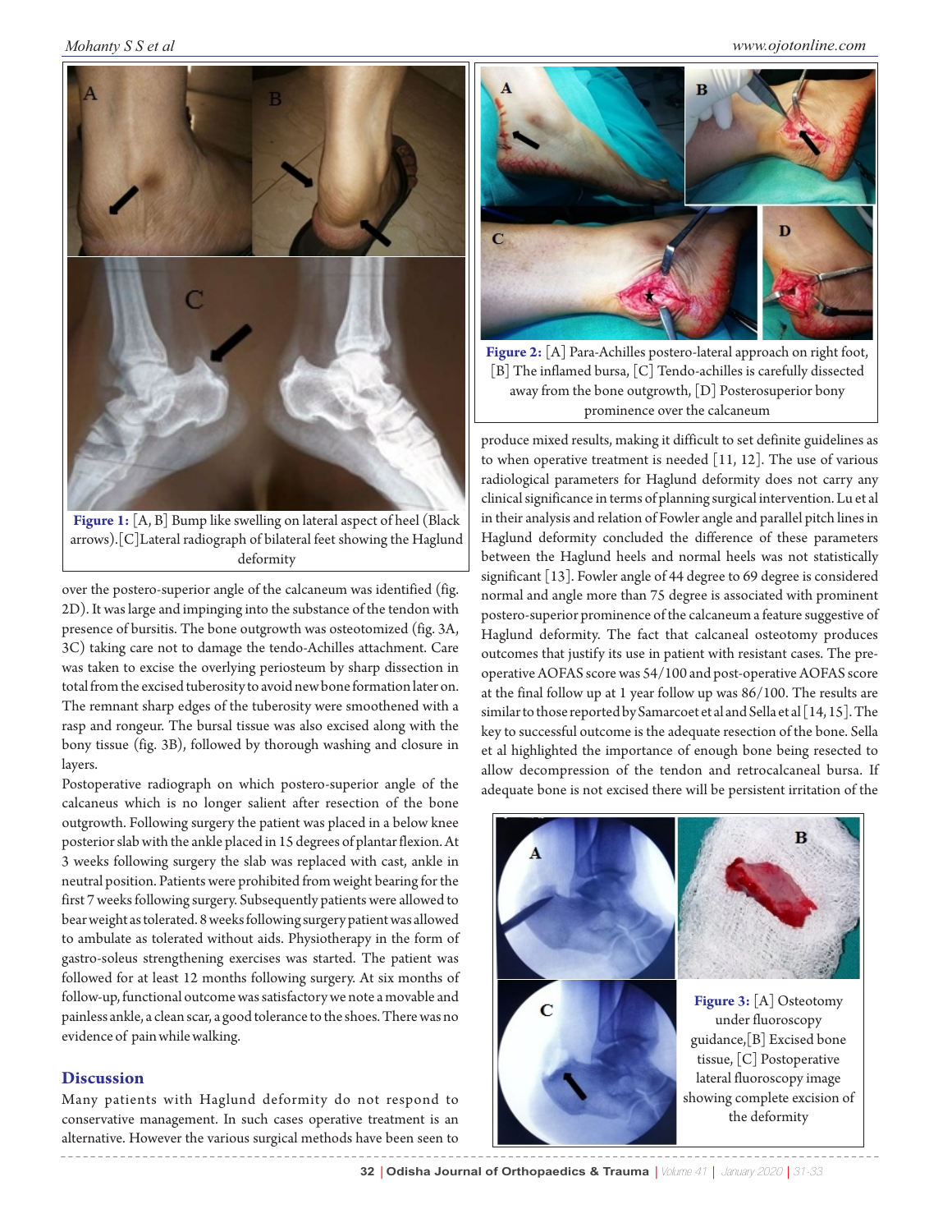Figure 1: [A, B] Bump like swelling on lateral aspect of heel (Black arrows).[C]Lateral radiograph of bilateral feet showing the Haglund deformity

over the postero-superior angle of the calcaneum was identified (fig. 2D). It was large and impinging into the substance of the tendon with presence of bursitis. The bone outgrowth was osteotomized (fig. 3A, 3C) taking care not to damage the tendo-Achilles attachment. Care was taken to excise the overlying periosteum by sharp dissection in total from the excised tuberosity to avoid new bone formation later on. The remnant sharp edges of the tuberosity were smoothened with a rasp and rongeur. The bursal tissue was also excised along with the bony tissue (fig. 3B), followed by thorough washing and closure in layers.

Postoperative radiograph on which postero-superior angle of the calcaneus which is no longer salient after resection of the bone outgrowth. Following surgery the patient was placed in a below knee posterior slab with the ankle placed in 15 degrees of plantar flexion. At 3 weeks following surgery the slab was replaced with cast, ankle in neutral position. Patients were prohibited from weight bearing for the first 7 weeks following surgery. Subsequently patients were allowed to bear weight as tolerated. 8 weeks following surgery patient was allowed to ambulate as tolerated without aids. Physiotherapy in the form of gastro-soleus strengthening exercises was started. The patient was followed for at least 12 months following surgery. At six months of follow-up, functional outcome was satisfactory we note a movable and painless ankle, a clean scar, a good tolerance to the shoes. There was no evidence of pain while walking.

## Discussion

Many patients with Haglund deformity do not respond to conservative management. In such cases operative treatment is an alternative. However the various surgical methods have been seen to produce mixed results, making it difficult to set definite guidelines as to when operative treatment is needed [11, 12]. The use of various radiological parameters for Haglund deformity does not carry any clinical significance in terms of planning surgical intervention. Lu et al in their analysis and relation of Fowler angle and parallel pitch lines in Haglund deformity concluded the difference of these parameters between the Haglund heels and normal heels was not statistically significant [13]. Fowler angle of 44 degree to 69 degree is considered normal and angle more than 75 degree is associated with prominent postero-superior prominence of the calcaneum a feature suggestive of Haglund deformity. The fact that calcaneal osteotomy produces outcomes that justify its use in patient with resistant cases. The pre-operative AOFAS score was 54/100 and post-operative AOFAS score at the final follow up at 1 year follow up was 86/100. The results are similar to those reported by Samarcoet et al and Sella et al [14, 15]. The key to successful outcome is the adequate resection of the bone. Sella et al highlighted the importance of enough bone being resected to allow decompression of the tendon and retrocalcaneal bursa. If adequate bone is not excised there will be persistent irritation of the

Figure 2: [A] Para-Achilles postero-lateral approach on right foot, [B] The inflamed bursa, [C] Tendo-achilles is carefully dissected away from the bone outgrowth, [D] Posterosuperior bony prominence over the calcaneum

Figure 3: [A] Osteotomy under fluoroscopy guidance,[B] Excised bone tissue, [C] Postoperative lateral fluoroscopy image showing complete excision of the deformity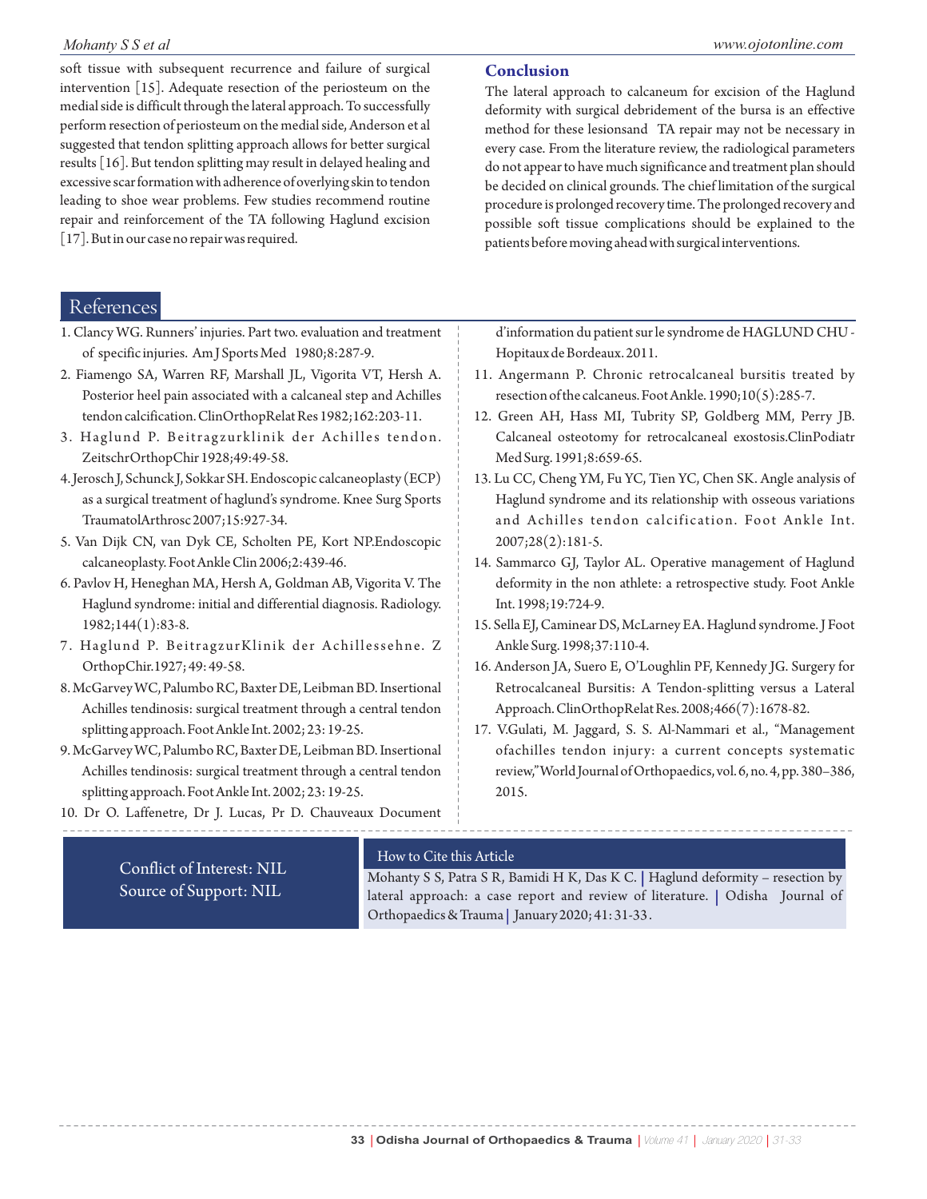soft tissue with subsequent recurrence and failure of surgical intervention [15]. Adequate resection of the periosteum on the medial side is difficult through the lateral approach. To successfully perform resection of periosteum on the medial side, Anderson et al suggested that tendon splitting approach allows for better surgical results [16]. But tendon splitting may result in delayed healing and excessive scar formation with adherence of overlying skin to tendon leading to shoe wear problems. Few studies recommend routine repair and reinforcement of the TA following Haglund excision [17]. But in our case no repair was required.

## Conclusion

The lateral approach to calcaneum for excision of the Haglund deformity with surgical debridement of the bursa is an effective method for these lesionsand TA repair may not be necessary in every case. From the literature review, the radiological parameters do not appear to have much significance and treatment plan should be decided on clinical grounds. The chief limitation of the surgical procedure is prolonged recovery time. The prolonged recovery and possible soft tissue complications should be explained to the patients before moving ahead with surgical interventions.

## References

1. Clancy WG. Runners' injuries. Part two. evaluation and treatment of specific injuries. Am J Sports Med 1980;8:287-9.
2. Fiamengo SA, Warren RF, Marshall JL, Vigorita VT, Hersh A. Posterior heel pain associated with a calcaneal step and Achilles tendon calcification. ClinOrthopRelat Res 1982;162:203-11.
3. Haglund P. Beitragzurklinik der Achilles tendon. ZeitschrOrthopChir 1928;49:49-58.
4. Jerosch J, Schunck J, Sokkar SH. Endoscopic calcaneoplasty (ECP) as a surgical treatment of haglund's syndrome. Knee Surg Sports TraumatolArthrosc 2007;15:927-34.
5. Van Dijk CN, van Dyk CE, Scholten PE, Kort NP.Endoscopic calcaneoplasty. Foot Ankle Clin 2006;2:439-46.
6. Pavlov H, Heneghan MA, Hersh A, Goldman AB, Vigorita V. The Haglund syndrome: initial and differential diagnosis. Radiology. 1982;144(1):83-8.
7. Haglund P. BeitragzurKlinik der Achillessehne. Z OrthopChir.1927; 49: 49-58.
8. McGarvey WC, Palumbo RC, Baxter DE, Leibman BD. Insertional Achilles tendinosis: surgical treatment through a central tendon splitting approach. Foot Ankle Int. 2002; 23: 19-25.
9. McGarvey WC, Palumbo RC, Baxter DE, Leibman BD. Insertional Achilles tendinosis: surgical treatment through a central tendon splitting approach. Foot Ankle Int. 2002; 23: 19-25.
10. Dr O. Laffenetre, Dr J. Lucas, Pr D. Chauveaux Document d'information du patient sur le syndrome de HAGLUND CHU - Hopitaux de Bordeaux. 2011.
11. Angermann P. Chronic retrocalcaneal bursitis treated by resection of the calcaneus. Foot Ankle. 1990;10(5):285-7.
12. Green AH, Hass MI, Tubrity SP, Goldberg MM, Perry JB. Calcaneal osteotomy for retrocalcaneal exostosis.ClinPodiatr Med Surg. 1991;8:659-65.
13. Lu CC, Cheng YM, Fu YC, Tien YC, Chen SK. Angle analysis of Haglund syndrome and its relationship with osseous variations and Achilles tendon calcification. Foot Ankle Int. 2007;28(2):181-5.
14. Sammarco GJ, Taylor AL. Operative management of Haglund deformity in the non athlete: a retrospective study. Foot Ankle Int. 1998;19:724-9.
15. Sella EJ, Caminear DS, McLarney EA. Haglund syndrome. J Foot Ankle Surg. 1998;37:110-4.
16. Anderson JA, Suero E, O'Loughlin PF, Kennedy JG. Surgery for Retrocalcaneal Bursitis: A Tendon-splitting versus a Lateral Approach. ClinOrthopRelat Res. 2008;466(7):1678-82.
17. V.Gulati, M. Jaggard, S. S. Al-Nammari et al., "Management ofachilles tendon injury: a current concepts systematic review,"World Journal of Orthopaedics, vol. 6, no. 4, pp. 380–386, 2015.

Conflict of Interest: NIL
Source of Support: NIL

**How to Cite this Article**

Mohanty S S, Patra S R, Bamidi H K, Das K C. | Haglund deformity – resection by lateral approach: a case report and review of literature. | Odisha Journal of Orthopaedics & Trauma | January 2020; 41: 31-33.